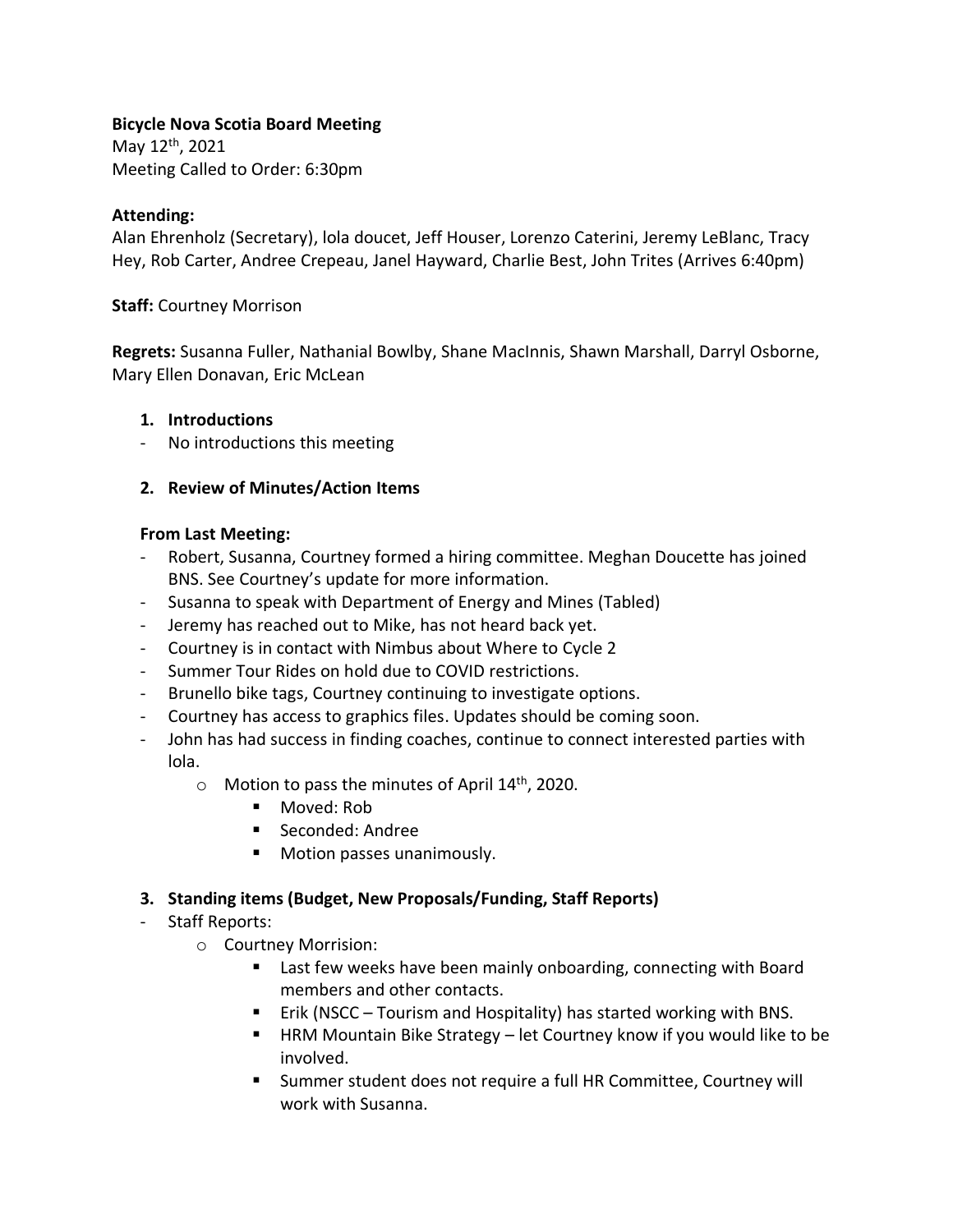**Bicycle Nova Scotia Board Meeting**

May 12th, 2021

Meeting Called to Order: 6:30pm

**Attending:**

Alan Ehrenholz (Secretary), lola doucet, Jeff Houser, Lorenzo Caterini, Jeremy LeBlanc, Tracy Hey, Rob Carter, Andree Crepeau, Janel Hayward, Charlie Best, John Trites (Arrives 6:40pm)

**Staff:** Courtney Morrison

**Regrets:** Susanna Fuller, Nathanial Bowlby, Shane MacInnis, Shawn Marshall, Darryl Osborne, Mary Ellen Donavan, Eric McLean

1. **Introductions**

- No introductions this meeting

2. **Review of Minutes/Action Items**

**From Last Meeting:**

- Robert, Susanna, Courtney formed a hiring committee. Meghan Doucette has joined BNS. See Courtney's update for more information.
- Susanna to speak with Department of Energy and Mines (Tabled)
- Jeremy has reached out to Mike, has not heard back yet.
- Courtney is in contact with Nimbus about Where to Cycle 2
- Summer Tour Rides on hold due to COVID restrictions.
- Brunello bike tags, Courtney continuing to investigate options.
- Courtney has access to graphics files. Updates should be coming soon.
- John has had success in finding coaches, continue to connect interested parties with lola.
  - Motion to pass the minutes of April 14th, 2020.
    - Moved: Rob
    - Seconded: Andree
    - Motion passes unanimously.

3. **Standing items (Budget, New Proposals/Funding, Staff Reports)**

- Staff Reports:
  - Courtney Morrision:
    - Last few weeks have been mainly onboarding, connecting with Board members and other contacts.
    - Erik (NSCC – Tourism and Hospitality) has started working with BNS.
    - HRM Mountain Bike Strategy – let Courtney know if you would like to be involved.
    - Summer student does not require a full HR Committee, Courtney will work with Susanna.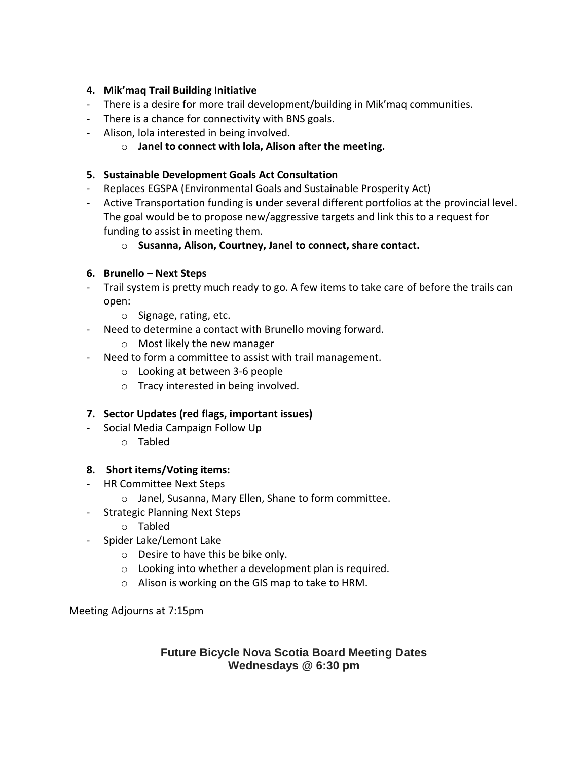**4. Mik'maq Trail Building Initiative**

- There is a desire for more trail development/building in Mik'maq communities.
- There is a chance for connectivity with BNS goals.
- Alison, lola interested in being involved.
    - **Janel to connect with lola, Alison after the meeting.**

**5. Sustainable Development Goals Act Consultation**

- Replaces EGSPA (Environmental Goals and Sustainable Prosperity Act)
- Active Transportation funding is under several different portfolios at the provincial level. The goal would be to propose new/aggressive targets and link this to a request for funding to assist in meeting them.
    - **Susanna, Alison, Courtney, Janel to connect, share contact.**

**6. Brunello – Next Steps**

- Trail system is pretty much ready to go. A few items to take care of before the trails can open:
    - Signage, rating, etc.
- Need to determine a contact with Brunello moving forward.
    - Most likely the new manager
- Need to form a committee to assist with trail management.
    - Looking at between 3-6 people
    - Tracy interested in being involved.

**7. Sector Updates (red flags, important issues)**

- Social Media Campaign Follow Up
    - Tabled

**8. Short items/Voting items:**

- HR Committee Next Steps
    - Janel, Susanna, Mary Ellen, Shane to form committee.
- Strategic Planning Next Steps
    - Tabled
- Spider Lake/Lemont Lake
    - Desire to have this be bike only.
    - Looking into whether a development plan is required.
    - Alison is working on the GIS map to take to HRM.

Meeting Adjourns at 7:15pm

**Future Bicycle Nova Scotia Board Meeting Dates**
**Wednesdays @ 6:30 pm**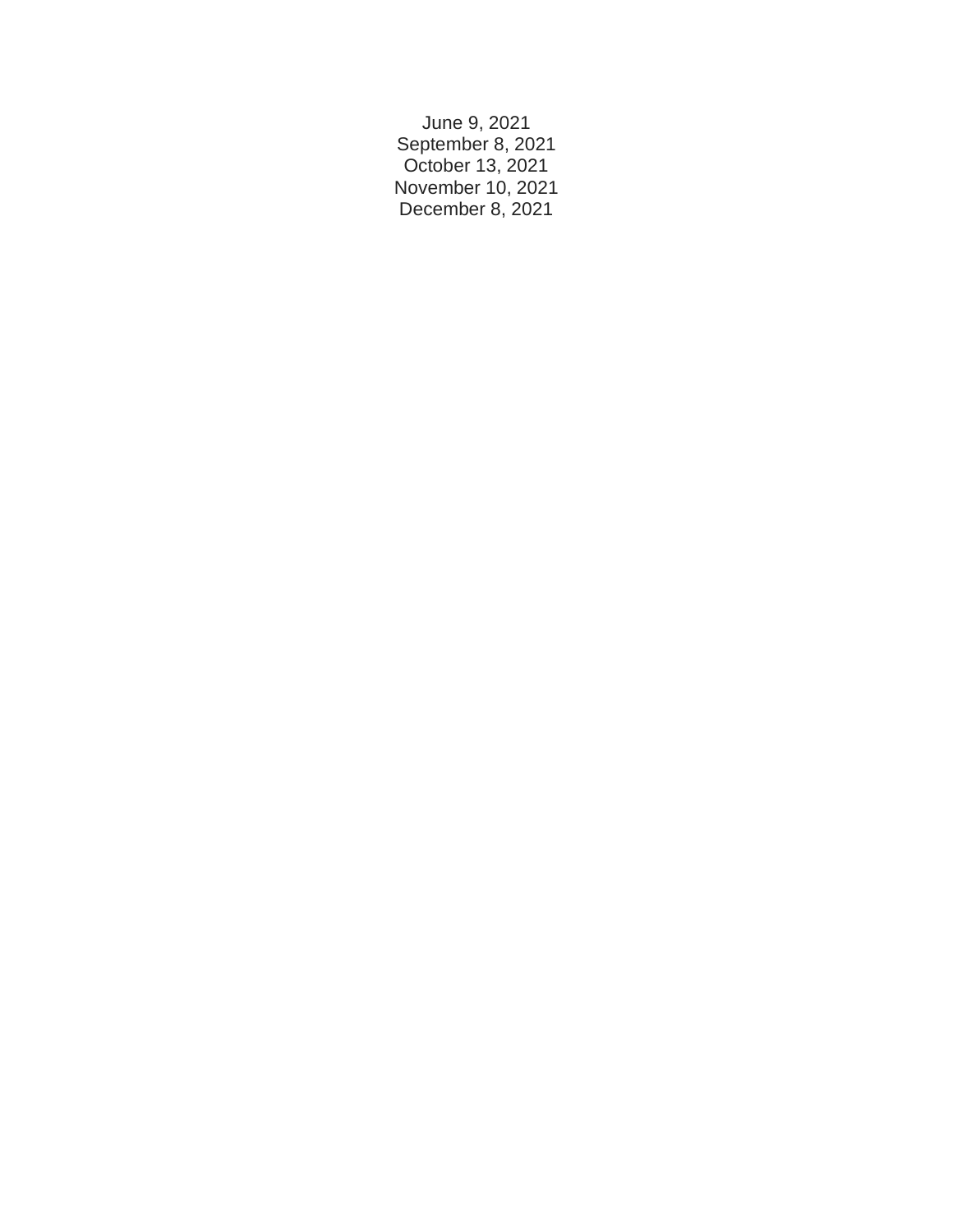June 9, 2021
September 8, 2021
October 13, 2021
November 10, 2021
December 8, 2021